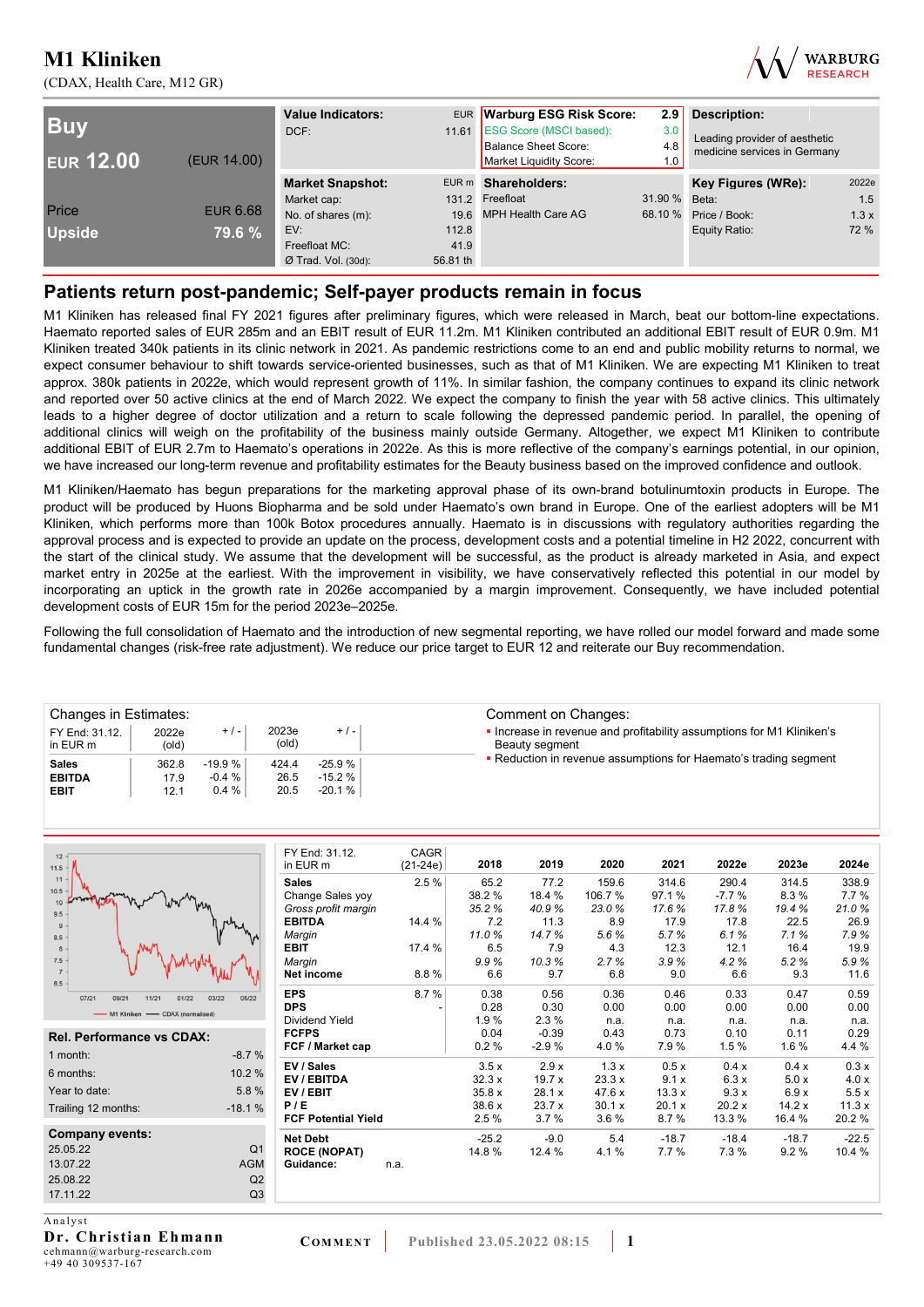# M1 Kliniken

(CDAX, Health Care, M12 GR)

| Buy | |
|---|---|
| EUR 12.00 | (EUR 14.00) |
| Price | EUR 6.68 |
| Upside | 79.6 % |

| Value Indicators: | EUR |
|---|---|
| DCF: | 11.61 |

| Warburg ESG Risk Score: | 2.9 |
|---|---|
| ESG Score (MSCI based): | 3.0 |
| Balance Sheet Score: | 4.8 |
| Market Liquidity Score: | 1.0 |

**Description:** Leading provider of aesthetic medicine services in Germany

| Market Snapshot: | EUR m |
|---|---|
| Market cap: | 131.2 |
| No. of shares (m): | 19.6 |
| EV: | 112.8 |
| Freefloat MC: | 41.9 |
| Ø Trad. Vol. (30d): | 56.81 th |

| Shareholders: | |
|---|---|
| Freefloat | 31.90 % |
| MPH Health Care AG | 68.10 % |

| Key Figures (WRe): | 2022e |
|---|---|
| Beta: | 1.5 |
| Price / Book: | 1.3 x |
| Equity Ratio: | 72 % |

## Patients return post-pandemic; Self-payer products remain in focus

M1 Kliniken has released final FY 2021 figures after preliminary figures, which were released in March, beat our bottom-line expectations. Haemato reported sales of EUR 285m and an EBIT result of EUR 11.2m. M1 Kliniken contributed an additional EBIT result of EUR 0.9m. M1 Kliniken treated 340k patients in its clinic network in 2021. As pandemic restrictions come to an end and public mobility returns to normal, we expect consumer behaviour to shift towards service-oriented businesses, such as that of M1 Kliniken. We are expecting M1 Kliniken to treat approx. 380k patients in 2022e, which would represent growth of 11%. In similar fashion, the company continues to expand its clinic network and reported over 50 active clinics at the end of March 2022. We expect the company to finish the year with 58 active clinics. This ultimately leads to a higher degree of doctor utilization and a return to scale following the depressed pandemic period. In parallel, the opening of additional clinics will weigh on the profitability of the business mainly outside Germany. Altogether, we expect M1 Kliniken to contribute additional EBIT of EUR 2.7m to Haemato's operations in 2022e. As this is more reflective of the company's earnings potential, in our opinion, we have increased our long-term revenue and profitability estimates for the Beauty business based on the improved confidence and outlook.

M1 Kliniken/Haemato has begun preparations for the marketing approval phase of its own-brand botulinumtoxin products in Europe. The product will be produced by Huons Biopharma and be sold under Haemato's own brand in Europe. One of the earliest adopters will be M1 Kliniken, which performs more than 100k Botox procedures annually. Haemato is in discussions with regulatory authorities regarding the approval process and is expected to provide an update on the process, development costs and a potential timeline in H2 2022, concurrent with the start of the clinical study. We assume that the development will be successful, as the product is already marketed in Asia, and expect market entry in 2025e at the earliest. With the improvement in visibility, we have conservatively reflected this potential in our model by incorporating an uptick in the growth rate in 2026e accompanied by a margin improvement. Consequently, we have included potential development costs of EUR 15m for the period 2023e–2025e.

Following the full consolidation of Haemato and the introduction of new segmental reporting, we have rolled our model forward and made some fundamental changes (risk-free rate adjustment). We reduce our price target to EUR 12 and reiterate our Buy recommendation.

**Changes in Estimates:**

| FY End: 31.12. in EUR m | 2022e (old) | + / - | 2023e (old) | + / - |
|---|---|---|---|---|
| **Sales** | 362.8 | -19.9 % | 424.4 | -25.9 % |
| **EBITDA** | 17.9 | -0.4 % | 26.5 | -15.2 % |
| **EBIT** | 12.1 | 0.4 % | 20.5 | -20.1 % |

**Comment on Changes:**

- Increase in revenue and profitability assumptions for M1 Kliniken's Beauty segment
- Reduction in revenue assumptions for Haemato's trading segment

| FY End: 31.12. in EUR m | CAGR (21-24e) | 2018 | 2019 | 2020 | 2021 | 2022e | 2023e | 2024e |
|---|---|---|---|---|---|---|---|---|
| **Sales** | 2.5 % | 65.2 | 77.2 | 159.6 | 314.6 | 290.4 | 314.5 | 338.9 |
| Change Sales yoy | | 38.2 % | 18.4 % | 106.7 % | 97.1 % | -7.7 % | 8.3 % | 7.7 % |
| *Gross profit margin* | | *35.2 %* | *40.9 %* | *23.0 %* | *17.6 %* | *17.8 %* | *19.4 %* | *21.0 %* |
| **EBITDA** | 14.4 % | 7.2 | 11.3 | 8.9 | 17.9 | 17.8 | 22.5 | 26.9 |
| *Margin* | | *11.0 %* | *14.7 %* | *5.6 %* | *5.7 %* | *6.1 %* | *7.1 %* | *7.9 %* |
| **EBIT** | 17.4 % | 6.5 | 7.9 | 4.3 | 12.3 | 12.1 | 16.4 | 19.9 |
| *Margin* | | *9.9 %* | *10.3 %* | *2.7 %* | *3.9 %* | *4.2 %* | *5.2 %* | *5.9 %* |
| **Net income** | 8.8 % | 6.6 | 9.7 | 6.8 | 9.0 | 6.6 | 9.3 | 11.6 |
| **EPS** | 8.7 % | 0.38 | 0.56 | 0.36 | 0.46 | 0.33 | 0.47 | 0.59 |
| **DPS** | - | 0.28 | 0.30 | 0.00 | 0.00 | 0.00 | 0.00 | 0.00 |
| Dividend Yield | | 1.9 % | 2.3 % | n.a. | n.a. | n.a. | n.a. | n.a. |
| **FCFPS** | | 0.04 | -0.39 | 0.43 | 0.73 | 0.10 | 0.11 | 0.29 |
| **FCF / Market cap** | | 0.2 % | -2.9 % | 4.0 % | 7.9 % | 1.5 % | 1.6 % | 4.4 % |
| **EV / Sales** | | 3.5 x | 2.9 x | 1.3 x | 0.5 x | 0.4 x | 0.4 x | 0.3 x |
| **EV / EBITDA** | | 32.3 x | 19.7 x | 23.3 x | 9.1 x | 6.3 x | 5.0 x | 4.0 x |
| **EV / EBIT** | | 35.8 x | 28.1 x | 47.6 x | 13.3 x | 9.3 x | 6.9 x | 5.5 x |
| **P / E** | | 38.6 x | 23.7 x | 30.1 x | 20.1 x | 20.2 x | 14.2 x | 11.3 x |
| **FCF Potential Yield** | | 2.5 % | 3.7 % | 3.6 % | 8.7 % | 13.3 % | 16.4 % | 20.2 % |
| **Net Debt** | | -25.2 | -9.0 | 5.4 | -18.7 | -18.4 | -18.7 | -22.5 |
| **ROCE (NOPAT)** | | 14.8 % | 12.4 % | 4.1 % | 7.7 % | 7.3 % | 9.2 % | 10.4 % |
| **Guidance:** | n.a. | | | | | | | |

| Rel. Performance vs CDAX: | |
|---|---|
| 1 month: | -8.7 % |
| 6 months: | 10.2 % |
| Year to date: | 5.8 % |
| Trailing 12 months: | -18.1 % |

| Company events: | |
|---|---|
| 25.05.22 | Q1 |
| 13.07.22 | AGM |
| 25.08.22 | Q2 |
| 17.11.22 | Q3 |

Analyst
**Dr. Christian Ehmann**
cehmann@warburg-research.com
+49 40 309537-167

COMMENT | Published 23.05.2022 08:15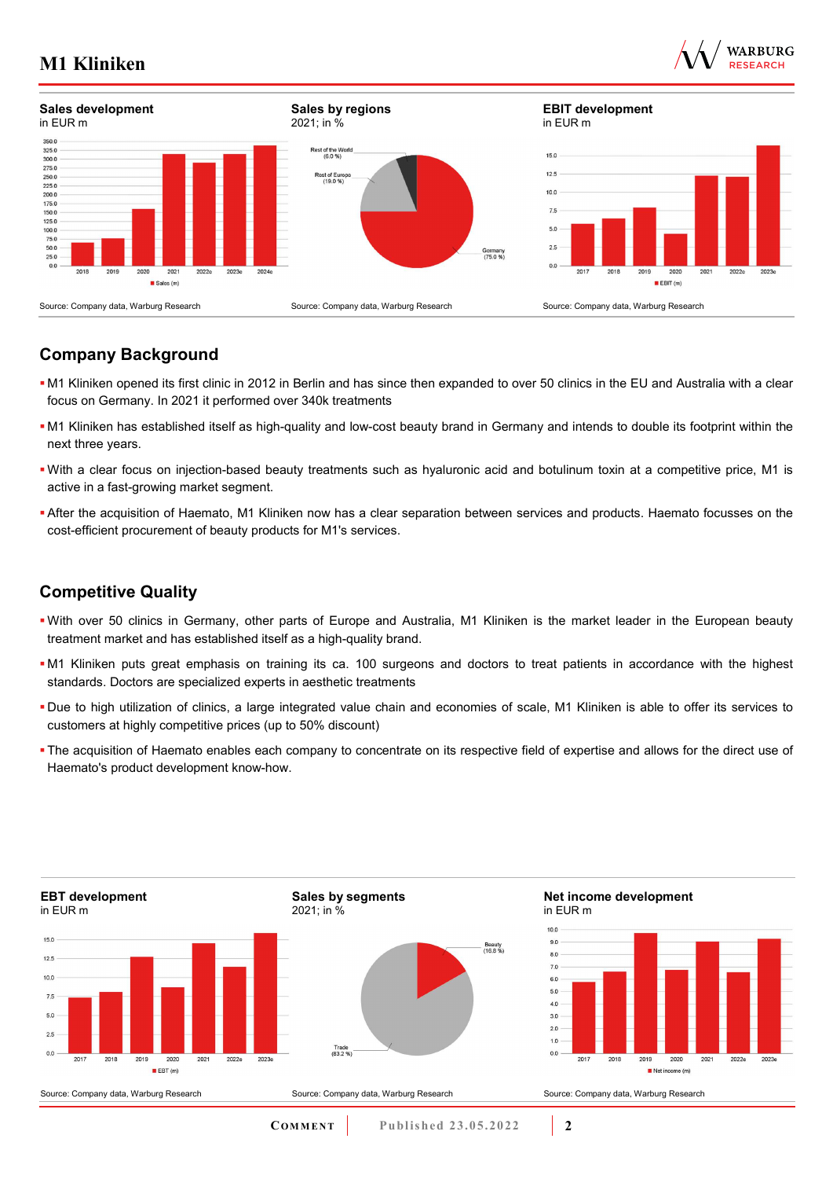**Sales development**
in EUR m

Source: Company data, Warburg Research

**Sales by regions**
2021; in %

Source: Company data, Warburg Research

**EBIT development**
in EUR m

Source: Company data, Warburg Research

## Company Background

- M1 Kliniken opened its first clinic in 2012 in Berlin and has since then expanded to over 50 clinics in the EU and Australia with a clear focus on Germany. In 2021 it performed over 340k treatments
- M1 Kliniken has established itself as high-quality and low-cost beauty brand in Germany and intends to double its footprint within the next three years.
- With a clear focus on injection-based beauty treatments such as hyaluronic acid and botulinum toxin at a competitive price, M1 is active in a fast-growing market segment.
- After the acquisition of Haemato, M1 Kliniken now has a clear separation between services and products. Haemato focusses on the cost-efficient procurement of beauty products for M1's services.

## Competitive Quality

- With over 50 clinics in Germany, other parts of Europe and Australia, M1 Kliniken is the market leader in the European beauty treatment market and has established itself as a high-quality brand.
- M1 Kliniken puts great emphasis on training its ca. 100 surgeons and doctors to treat patients in accordance with the highest standards. Doctors are specialized experts in aesthetic treatments
- Due to high utilization of clinics, a large integrated value chain and economies of scale, M1 Kliniken is able to offer its services to customers at highly competitive prices (up to 50% discount)
- The acquisition of Haemato enables each company to concentrate on its respective field of expertise and allows for the direct use of Haemato's product development know-how.

**EBT development**
in EUR m

Source: Company data, Warburg Research

**Sales by segments**
2021; in %

Source: Company data, Warburg Research

**Net income development**
in EUR m

Source: Company data, Warburg Research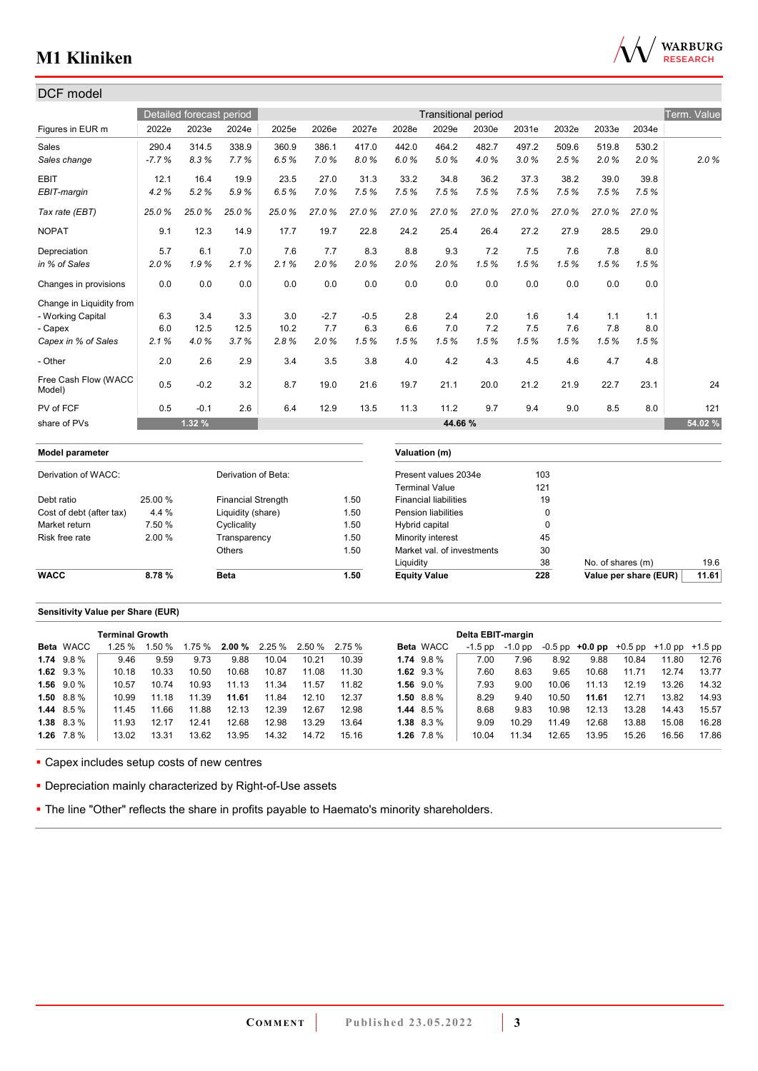## DCF model

| Figures in EUR m | Detailed forecast period 2022e | 2023e | 2024e | Transitional period 2025e | 2026e | 2027e | 2028e | 2029e | 2030e | 2031e | 2032e | 2033e | 2034e | Term. Value |
|---|---|---|---|---|---|---|---|---|---|---|---|---|---|---|
| Sales | 290.4 | 314.5 | 338.9 | 360.9 | 386.1 | 417.0 | 442.0 | 464.2 | 482.7 | 497.2 | 509.6 | 519.8 | 530.2 | |
| *Sales change* | *-7.7 %* | *8.3 %* | *7.7 %* | *6.5 %* | *7.0 %* | *8.0 %* | *6.0 %* | *5.0 %* | *4.0 %* | *3.0 %* | *2.5 %* | *2.0 %* | *2.0 %* | *2.0 %* |
| EBIT | 12.1 | 16.4 | 19.9 | 23.5 | 27.0 | 31.3 | 33.2 | 34.8 | 36.2 | 37.3 | 38.2 | 39.0 | 39.8 | |
| *EBIT-margin* | *4.2 %* | *5.2 %* | *5.9 %* | *6.5 %* | *7.0 %* | *7.5 %* | *7.5 %* | *7.5 %* | *7.5 %* | *7.5 %* | *7.5 %* | *7.5 %* | *7.5 %* | |
| *Tax rate (EBT)* | *25.0 %* | *25.0 %* | *25.0 %* | *25.0 %* | *27.0 %* | *27.0 %* | *27.0 %* | *27.0 %* | *27.0 %* | *27.0 %* | *27.0 %* | *27.0 %* | *27.0 %* | |
| NOPAT | 9.1 | 12.3 | 14.9 | 17.7 | 19.7 | 22.8 | 24.2 | 25.4 | 26.4 | 27.2 | 27.9 | 28.5 | 29.0 | |
| Depreciation | 5.7 | 6.1 | 7.0 | 7.6 | 7.7 | 8.3 | 8.8 | 9.3 | 7.2 | 7.5 | 7.6 | 7.8 | 8.0 | |
| *in % of Sales* | *2.0 %* | *1.9 %* | *2.1 %* | *2.1 %* | *2.0 %* | *2.0 %* | *2.0 %* | *2.0 %* | *1.5 %* | *1.5 %* | *1.5 %* | *1.5 %* | *1.5 %* | |
| Changes in provisions | 0.0 | 0.0 | 0.0 | 0.0 | 0.0 | 0.0 | 0.0 | 0.0 | 0.0 | 0.0 | 0.0 | 0.0 | 0.0 | |
| Change in Liquidity from | | | | | | | | | | | | | | |
| - Working Capital | 6.3 | 3.4 | 3.3 | 3.0 | -2.7 | -0.5 | 2.8 | 2.4 | 2.0 | 1.6 | 1.4 | 1.1 | 1.1 | |
| - Capex | 6.0 | 12.5 | 12.5 | 10.2 | 7.7 | 6.3 | 6.6 | 7.0 | 7.2 | 7.5 | 7.6 | 7.8 | 8.0 | |
| *Capex in % of Sales* | *2.1 %* | *4.0 %* | *3.7 %* | *2.8 %* | *2.0 %* | *1.5 %* | *1.5 %* | *1.5 %* | *1.5 %* | *1.5 %* | *1.5 %* | *1.5 %* | *1.5 %* | |
| - Other | 2.0 | 2.6 | 2.9 | 3.4 | 3.5 | 3.8 | 4.0 | 4.2 | 4.3 | 4.5 | 4.6 | 4.7 | 4.8 | |
| Free Cash Flow (WACC Model) | 0.5 | -0.2 | 3.2 | 8.7 | 19.0 | 21.6 | 19.7 | 21.1 | 20.0 | 21.2 | 21.9 | 22.7 | 23.1 | 24 |
| PV of FCF | 0.5 | -0.1 | 2.6 | 6.4 | 12.9 | 13.5 | 11.3 | 11.2 | 9.7 | 9.4 | 9.0 | 8.5 | 8.0 | 121 |
| share of PVs | | 1.32 % | | | | | | 44.66 % | | | | | | 54.02 % |

| Model parameter | | | |
|---|---|---|---|
| Derivation of WACC: | | Derivation of Beta: | |
| Debt ratio | 25.00 % | Financial Strength | 1.50 |
| Cost of debt (after tax) | 4.4 % | Liquidity (share) | 1.50 |
| Market return | 7.50 % | Cyclicality | 1.50 |
| Risk free rate | 2.00 % | Transparency | 1.50 |
| | | Others | 1.50 |
| **WACC** | **8.78 %** | **Beta** | **1.50** |

| Valuation (m) | | | |
|---|---|---|---|
| Present values 2034e | 103 | | |
| Terminal Value | 121 | | |
| Financial liabilities | 19 | | |
| Pension liabilities | 0 | | |
| Hybrid capital | 0 | | |
| Minority interest | 45 | | |
| Market val. of investments | 30 | | |
| Liquidity | 38 | No. of shares (m) | 19.6 |
| **Equity Value** | **228** | **Value per share (EUR)** | **11.61** |

**Sensitivity Value per Share (EUR)**

| Beta | WACC | Terminal Growth 1.25 % | 1.50 % | 1.75 % | **2.00 %** | 2.25 % | 2.50 % | 2.75 % |
|---|---|---|---|---|---|---|---|---|
| **1.74** | 9.8 % | 9.46 | 9.59 | 9.73 | 9.88 | 10.04 | 10.21 | 10.39 |
| **1.62** | 9.3 % | 10.18 | 10.33 | 10.50 | 10.68 | 10.87 | 11.08 | 11.30 |
| **1.56** | 9.0 % | 10.57 | 10.74 | 10.93 | 11.13 | 11.34 | 11.57 | 11.82 |
| **1.50** | 8.8 % | 10.99 | 11.18 | 11.39 | **11.61** | 11.84 | 12.10 | 12.37 |
| **1.44** | 8.5 % | 11.45 | 11.66 | 11.88 | 12.13 | 12.39 | 12.67 | 12.98 |
| **1.38** | 8.3 % | 11.93 | 12.17 | 12.41 | 12.68 | 12.98 | 13.29 | 13.64 |
| **1.26** | 7.8 % | 13.02 | 13.31 | 13.62 | 13.95 | 14.32 | 14.72 | 15.16 |

| Beta | WACC | Delta EBIT-margin -1.5 pp | -1.0 pp | -0.5 pp | **+0.0 pp** | +0.5 pp | +1.0 pp | +1.5 pp |
|---|---|---|---|---|---|---|---|---|
| **1.74** | 9.8 % | 7.00 | 7.96 | 8.92 | 9.88 | 10.84 | 11.80 | 12.76 |
| **1.62** | 9.3 % | 7.60 | 8.63 | 9.65 | 10.68 | 11.71 | 12.74 | 13.77 |
| **1.56** | 9.0 % | 7.93 | 9.00 | 10.06 | 11.13 | 12.19 | 13.26 | 14.32 |
| **1.50** | 8.8 % | 8.29 | 9.40 | 10.50 | **11.61** | 12.71 | 13.82 | 14.93 |
| **1.44** | 8.5 % | 8.68 | 9.83 | 10.98 | 12.13 | 13.28 | 14.43 | 15.57 |
| **1.38** | 8.3 % | 9.09 | 10.29 | 11.49 | 12.68 | 13.88 | 15.08 | 16.28 |
| **1.26** | 7.8 % | 10.04 | 11.34 | 12.65 | 13.95 | 15.26 | 16.56 | 17.86 |

- Capex includes setup costs of new centres
- Depreciation mainly characterized by Right-of-Use assets
- The line "Other" reflects the share in profits payable to Haemato's minority shareholders.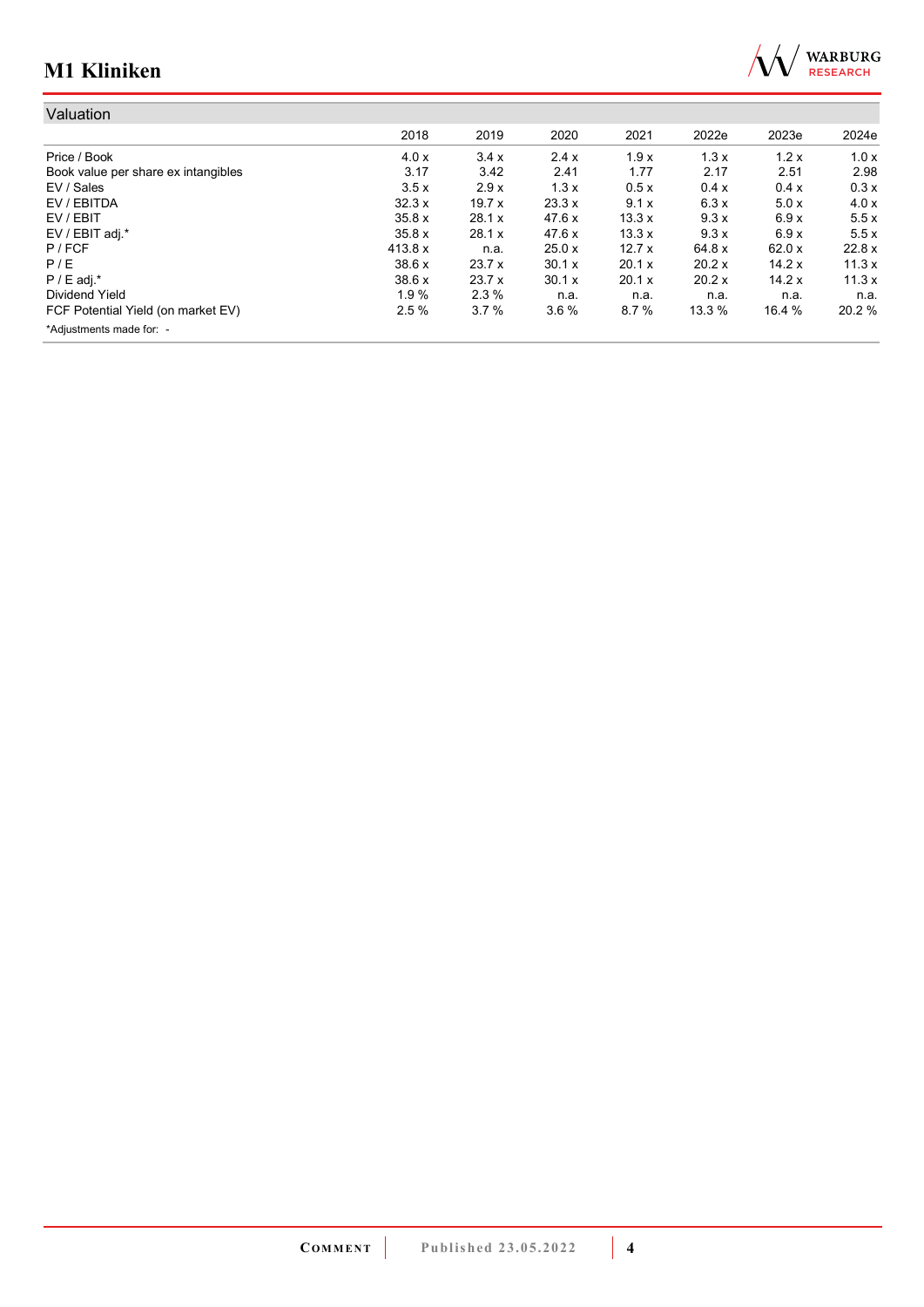## Valuation

| | 2018 | 2019 | 2020 | 2021 | 2022e | 2023e | 2024e |
|---|---|---|---|---|---|---|---|
| Price / Book | 4.0 x | 3.4 x | 2.4 x | 1.9 x | 1.3 x | 1.2 x | 1.0 x |
| Book value per share ex intangibles | 3.17 | 3.42 | 2.41 | 1.77 | 2.17 | 2.51 | 2.98 |
| EV / Sales | 3.5 x | 2.9 x | 1.3 x | 0.5 x | 0.4 x | 0.4 x | 0.3 x |
| EV / EBITDA | 32.3 x | 19.7 x | 23.3 x | 9.1 x | 6.3 x | 5.0 x | 4.0 x |
| EV / EBIT | 35.8 x | 28.1 x | 47.6 x | 13.3 x | 9.3 x | 6.9 x | 5.5 x |
| EV / EBIT adj.* | 35.8 x | 28.1 x | 47.6 x | 13.3 x | 9.3 x | 6.9 x | 5.5 x |
| P / FCF | 413.8 x | n.a. | 25.0 x | 12.7 x | 64.8 x | 62.0 x | 22.8 x |
| P / E | 38.6 x | 23.7 x | 30.1 x | 20.1 x | 20.2 x | 14.2 x | 11.3 x |
| P / E adj.* | 38.6 x | 23.7 x | 30.1 x | 20.1 x | 20.2 x | 14.2 x | 11.3 x |
| Dividend Yield | 1.9 % | 2.3 % | n.a. | n.a. | n.a. | n.a. | n.a. |
| FCF Potential Yield (on market EV) | 2.5 % | 3.7 % | 3.6 % | 8.7 % | 13.3 % | 16.4 % | 20.2 % |

*Adjustments made for: -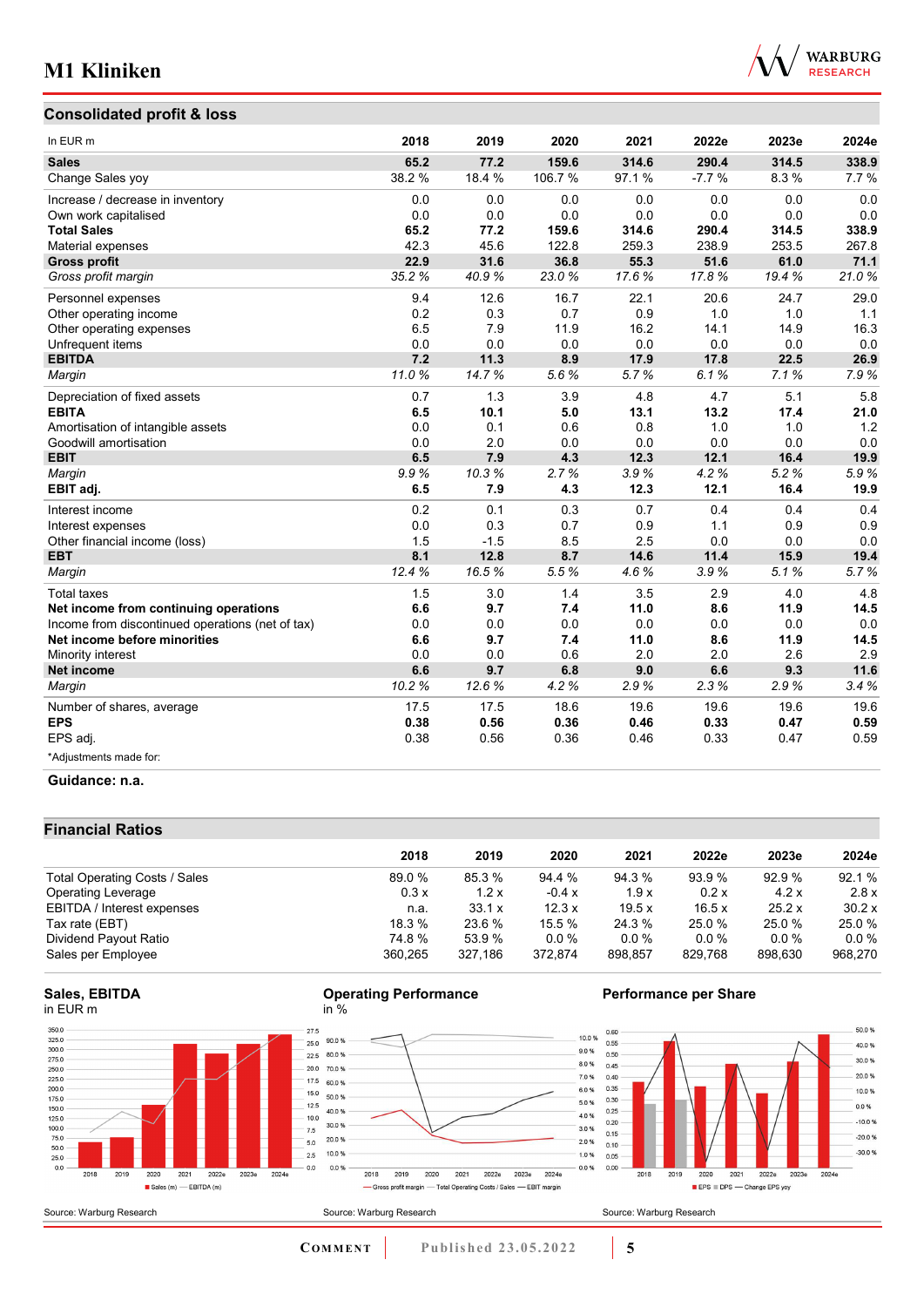## Consolidated profit & loss

| In EUR m | 2018 | 2019 | 2020 | 2021 | 2022e | 2023e | 2024e |
|---|---|---|---|---|---|---|---|
| **Sales** | **65.2** | **77.2** | **159.6** | **314.6** | **290.4** | **314.5** | **338.9** |
| Change Sales yoy | 38.2 % | 18.4 % | 106.7 % | 97.1 % | -7.7 % | 8.3 % | 7.7 % |
| Increase / decrease in inventory | 0.0 | 0.0 | 0.0 | 0.0 | 0.0 | 0.0 | 0.0 |
| Own work capitalised | 0.0 | 0.0 | 0.0 | 0.0 | 0.0 | 0.0 | 0.0 |
| **Total Sales** | **65.2** | **77.2** | **159.6** | **314.6** | **290.4** | **314.5** | **338.9** |
| Material expenses | 42.3 | 45.6 | 122.8 | 259.3 | 238.9 | 253.5 | 267.8 |
| **Gross profit** | **22.9** | **31.6** | **36.8** | **55.3** | **51.6** | **61.0** | **71.1** |
| *Gross profit margin* | *35.2 %* | *40.9 %* | *23.0 %* | *17.6 %* | *17.8 %* | *19.4 %* | *21.0 %* |
| Personnel expenses | 9.4 | 12.6 | 16.7 | 22.1 | 20.6 | 24.7 | 29.0 |
| Other operating income | 0.2 | 0.3 | 0.7 | 0.9 | 1.0 | 1.0 | 1.1 |
| Other operating expenses | 6.5 | 7.9 | 11.9 | 16.2 | 14.1 | 14.9 | 16.3 |
| Unfrequent items | 0.0 | 0.0 | 0.0 | 0.0 | 0.0 | 0.0 | 0.0 |
| **EBITDA** | **7.2** | **11.3** | **8.9** | **17.9** | **17.8** | **22.5** | **26.9** |
| *Margin* | *11.0 %* | *14.7 %* | *5.6 %* | *5.7 %* | *6.1 %* | *7.1 %* | *7.9 %* |
| Depreciation of fixed assets | 0.7 | 1.3 | 3.9 | 4.8 | 4.7 | 5.1 | 5.8 |
| **EBITA** | **6.5** | **10.1** | **5.0** | **13.1** | **13.2** | **17.4** | **21.0** |
| Amortisation of intangible assets | 0.0 | 0.1 | 0.6 | 0.8 | 1.0 | 1.0 | 1.2 |
| Goodwill amortisation | 0.0 | 2.0 | 0.0 | 0.0 | 0.0 | 0.0 | 0.0 |
| **EBIT** | **6.5** | **7.9** | **4.3** | **12.3** | **12.1** | **16.4** | **19.9** |
| *Margin* | *9.9 %* | *10.3 %* | *2.7 %* | *3.9 %* | *4.2 %* | *5.2 %* | *5.9 %* |
| **EBIT adj.** | **6.5** | **7.9** | **4.3** | **12.3** | **12.1** | **16.4** | **19.9** |
| Interest income | 0.2 | 0.1 | 0.3 | 0.7 | 0.4 | 0.4 | 0.4 |
| Interest expenses | 0.0 | 0.3 | 0.7 | 0.9 | 1.1 | 0.9 | 0.9 |
| Other financial income (loss) | 1.5 | -1.5 | 8.5 | 2.5 | 0.0 | 0.0 | 0.0 |
| **EBT** | **8.1** | **12.8** | **8.7** | **14.6** | **11.4** | **15.9** | **19.4** |
| *Margin* | *12.4 %* | *16.5 %* | *5.5 %* | *4.6 %* | *3.9 %* | *5.1 %* | *5.7 %* |
| Total taxes | 1.5 | 3.0 | 1.4 | 3.5 | 2.9 | 4.0 | 4.8 |
| **Net income from continuing operations** | **6.6** | **9.7** | **7.4** | **11.0** | **8.6** | **11.9** | **14.5** |
| Income from discontinued operations (net of tax) | 0.0 | 0.0 | 0.0 | 0.0 | 0.0 | 0.0 | 0.0 |
| **Net income before minorities** | **6.6** | **9.7** | **7.4** | **11.0** | **8.6** | **11.9** | **14.5** |
| Minority interest | 0.0 | 0.0 | 0.6 | 2.0 | 2.0 | 2.6 | 2.9 |
| **Net income** | **6.6** | **9.7** | **6.8** | **9.0** | **6.6** | **9.3** | **11.6** |
| *Margin* | *10.2 %* | *12.6 %* | *4.2 %* | *2.9 %* | *2.3 %* | *2.9 %* | *3.4 %* |
| Number of shares, average | 17.5 | 17.5 | 18.6 | 19.6 | 19.6 | 19.6 | 19.6 |
| **EPS** | **0.38** | **0.56** | **0.36** | **0.46** | **0.33** | **0.47** | **0.59** |
| EPS adj. | 0.38 | 0.56 | 0.36 | 0.46 | 0.33 | 0.47 | 0.59 |

*Adjustments made for:

**Guidance: n.a.**

## Financial Ratios

| | 2018 | 2019 | 2020 | 2021 | 2022e | 2023e | 2024e |
|---|---|---|---|---|---|---|---|
| Total Operating Costs / Sales | 89.0 % | 85.3 % | 94.4 % | 94.3 % | 93.9 % | 92.9 % | 92.1 % |
| Operating Leverage | 0.3 x | 1.2 x | -0.4 x | 1.9 x | 0.2 x | 4.2 x | 2.8 x |
| EBITDA / Interest expenses | n.a. | 33.1 x | 12.3 x | 19.5 x | 16.5 x | 25.2 x | 30.2 x |
| Tax rate (EBT) | 18.3 % | 23.6 % | 15.5 % | 24.3 % | 25.0 % | 25.0 % | 25.0 % |
| Dividend Payout Ratio | 74.8 % | 53.9 % | 0.0 % | 0.0 % | 0.0 % | 0.0 % | 0.0 % |
| Sales per Employee | 360,265 | 327,186 | 372,874 | 898,857 | 829,768 | 898,630 | 968,270 |

**Sales, EBITDA**
in EUR m

Source: Warburg Research

**Operating Performance**
in %

Source: Warburg Research

**Performance per Share**

Source: Warburg Research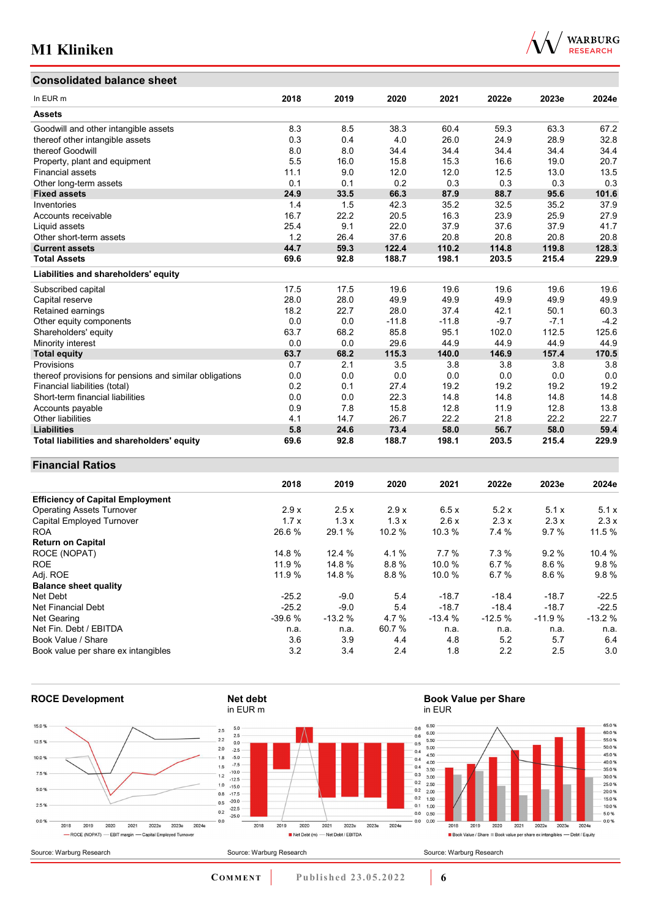## Consolidated balance sheet

| In EUR m | 2018 | 2019 | 2020 | 2021 | 2022e | 2023e | 2024e |
|---|---|---|---|---|---|---|---|
| **Assets** | | | | | | | |
| Goodwill and other intangible assets | 8.3 | 8.5 | 38.3 | 60.4 | 59.3 | 63.3 | 67.2 |
| thereof other intangible assets | 0.3 | 0.4 | 4.0 | 26.0 | 24.9 | 28.9 | 32.8 |
| thereof Goodwill | 8.0 | 8.0 | 34.4 | 34.4 | 34.4 | 34.4 | 34.4 |
| Property, plant and equipment | 5.5 | 16.0 | 15.8 | 15.3 | 16.6 | 19.0 | 20.7 |
| Financial assets | 11.1 | 9.0 | 12.0 | 12.0 | 12.5 | 13.0 | 13.5 |
| Other long-term assets | 0.1 | 0.1 | 0.2 | 0.3 | 0.3 | 0.3 | 0.3 |
| **Fixed assets** | **24.9** | **33.5** | **66.3** | **87.9** | **88.7** | **95.6** | **101.6** |
| Inventories | 1.4 | 1.5 | 42.3 | 35.2 | 32.5 | 35.2 | 37.9 |
| Accounts receivable | 16.7 | 22.2 | 20.5 | 16.3 | 23.9 | 25.9 | 27.9 |
| Liquid assets | 25.4 | 9.1 | 22.0 | 37.9 | 37.6 | 37.9 | 41.7 |
| Other short-term assets | 1.2 | 26.4 | 37.6 | 20.8 | 20.8 | 20.8 | 20.8 |
| **Current assets** | **44.7** | **59.3** | **122.4** | **110.2** | **114.8** | **119.8** | **128.3** |
| **Total Assets** | **69.6** | **92.8** | **188.7** | **198.1** | **203.5** | **215.4** | **229.9** |
| **Liabilities and shareholders' equity** | | | | | | | |
| Subscribed capital | 17.5 | 17.5 | 19.6 | 19.6 | 19.6 | 19.6 | 19.6 |
| Capital reserve | 28.0 | 28.0 | 49.9 | 49.9 | 49.9 | 49.9 | 49.9 |
| Retained earnings | 18.2 | 22.7 | 28.0 | 37.4 | 42.1 | 50.1 | 60.3 |
| Other equity components | 0.0 | 0.0 | -11.8 | -11.8 | -9.7 | -7.1 | -4.2 |
| Shareholders' equity | 63.7 | 68.2 | 85.8 | 95.1 | 102.0 | 112.5 | 125.6 |
| Minority interest | 0.0 | 0.0 | 29.6 | 44.9 | 44.9 | 44.9 | 44.9 |
| **Total equity** | **63.7** | **68.2** | **115.3** | **140.0** | **146.9** | **157.4** | **170.5** |
| Provisions | 0.7 | 2.1 | 3.5 | 3.8 | 3.8 | 3.8 | 3.8 |
| thereof provisions for pensions and similar obligations | 0.0 | 0.0 | 0.0 | 0.0 | 0.0 | 0.0 | 0.0 |
| Financial liabilities (total) | 0.2 | 0.1 | 27.4 | 19.2 | 19.2 | 19.2 | 19.2 |
| Short-term financial liabilities | 0.0 | 0.0 | 22.3 | 14.8 | 14.8 | 14.8 | 14.8 |
| Accounts payable | 0.9 | 7.8 | 15.8 | 12.8 | 11.9 | 12.8 | 13.8 |
| Other liabilities | 4.1 | 14.7 | 26.7 | 22.2 | 21.8 | 22.2 | 22.7 |
| **Liabilities** | **5.8** | **24.6** | **73.4** | **58.0** | **56.7** | **58.0** | **59.4** |
| **Total liabilities and shareholders' equity** | **69.6** | **92.8** | **188.7** | **198.1** | **203.5** | **215.4** | **229.9** |

## Financial Ratios

| | 2018 | 2019 | 2020 | 2021 | 2022e | 2023e | 2024e |
|---|---|---|---|---|---|---|---|
| **Efficiency of Capital Employment** | | | | | | | |
| Operating Assets Turnover | 2.9 x | 2.5 x | 2.9 x | 6.5 x | 5.2 x | 5.1 x | 5.1 x |
| Capital Employed Turnover | 1.7 x | 1.3 x | 1.3 x | 2.6 x | 2.3 x | 2.3 x | 2.3 x |
| ROA | 26.6 % | 29.1 % | 10.2 % | 10.3 % | 7.4 % | 9.7 % | 11.5 % |
| **Return on Capital** | | | | | | | |
| ROCE (NOPAT) | 14.8 % | 12.4 % | 4.1 % | 7.7 % | 7.3 % | 9.2 % | 10.4 % |
| ROE | 11.9 % | 14.8 % | 8.8 % | 10.0 % | 6.7 % | 8.6 % | 9.8 % |
| Adj. ROE | 11.9 % | 14.8 % | 8.8 % | 10.0 % | 6.7 % | 8.6 % | 9.8 % |
| **Balance sheet quality** | | | | | | | |
| Net Debt | -25.2 | -9.0 | 5.4 | -18.7 | -18.4 | -18.7 | -22.5 |
| Net Financial Debt | -25.2 | -9.0 | 5.4 | -18.7 | -18.4 | -18.7 | -22.5 |
| Net Gearing | -39.6 % | -13.2 % | 4.7 % | -13.4 % | -12.5 % | -11.9 % | -13.2 % |
| Net Fin. Debt / EBITDA | n.a. | n.a. | 60.7 % | n.a. | n.a. | n.a. | n.a. |
| Book Value / Share | 3.6 | 3.9 | 4.4 | 4.8 | 5.2 | 5.7 | 6.4 |
| Book value per share ex intangibles | 3.2 | 3.4 | 2.4 | 1.8 | 2.2 | 2.5 | 3.0 |

**ROCE Development**

Source: Warburg Research

**Net debt**
in EUR m

Source: Warburg Research

**Book Value per Share**
in EUR

Source: Warburg Research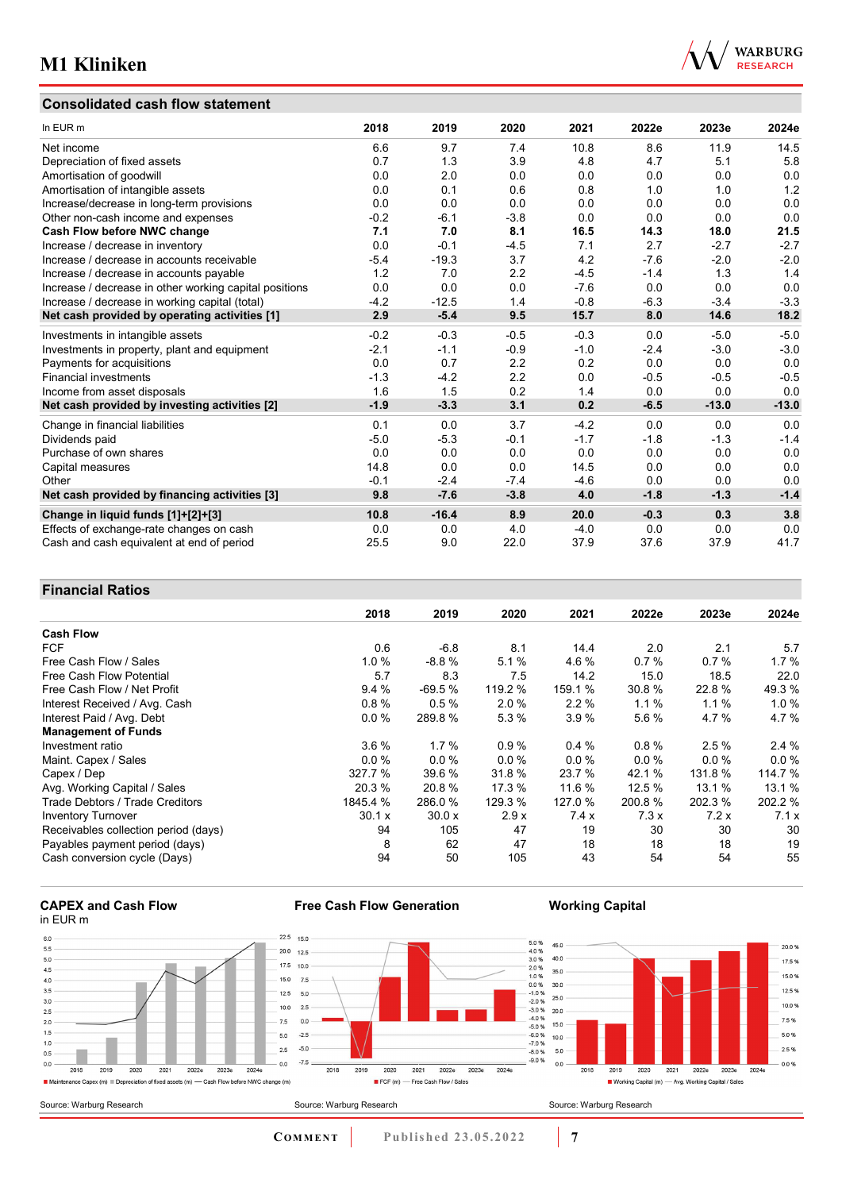## Consolidated cash flow statement

| In EUR m | 2018 | 2019 | 2020 | 2021 | 2022e | 2023e | 2024e |
|---|---|---|---|---|---|---|---|
| Net income | 6.6 | 9.7 | 7.4 | 10.8 | 8.6 | 11.9 | 14.5 |
| Depreciation of fixed assets | 0.7 | 1.3 | 3.9 | 4.8 | 4.7 | 5.1 | 5.8 |
| Amortisation of goodwill | 0.0 | 2.0 | 0.0 | 0.0 | 0.0 | 0.0 | 0.0 |
| Amortisation of intangible assets | 0.0 | 0.1 | 0.6 | 0.8 | 1.0 | 1.0 | 1.2 |
| Increase/decrease in long-term provisions | 0.0 | 0.0 | 0.0 | 0.0 | 0.0 | 0.0 | 0.0 |
| Other non-cash income and expenses | -0.2 | -6.1 | -3.8 | 0.0 | 0.0 | 0.0 | 0.0 |
| **Cash Flow before NWC change** | **7.1** | **7.0** | **8.1** | **16.5** | **14.3** | **18.0** | **21.5** |
| Increase / decrease in inventory | 0.0 | -0.1 | -4.5 | 7.1 | 2.7 | -2.7 | -2.7 |
| Increase / decrease in accounts receivable | -5.4 | -19.3 | 3.7 | 4.2 | -7.6 | -2.0 | -2.0 |
| Increase / decrease in accounts payable | 1.2 | 7.0 | 2.2 | -4.5 | -1.4 | 1.3 | 1.4 |
| Increase / decrease in other working capital positions | 0.0 | 0.0 | 0.0 | -7.6 | 0.0 | 0.0 | 0.0 |
| Increase / decrease in working capital (total) | -4.2 | -12.5 | 1.4 | -0.8 | -6.3 | -3.4 | -3.3 |
| **Net cash provided by operating activities [1]** | **2.9** | **-5.4** | **9.5** | **15.7** | **8.0** | **14.6** | **18.2** |
| Investments in intangible assets | -0.2 | -0.3 | -0.5 | -0.3 | 0.0 | -5.0 | -5.0 |
| Investments in property, plant and equipment | -2.1 | -1.1 | -0.9 | -1.0 | -2.4 | -3.0 | -3.0 |
| Payments for acquisitions | 0.0 | 0.7 | 2.2 | 0.2 | 0.0 | 0.0 | 0.0 |
| Financial investments | -1.3 | -4.2 | 2.2 | 0.0 | -0.5 | -0.5 | -0.5 |
| Income from asset disposals | 1.6 | 1.5 | 0.2 | 1.4 | 0.0 | 0.0 | 0.0 |
| **Net cash provided by investing activities [2]** | **-1.9** | **-3.3** | **3.1** | **0.2** | **-6.5** | **-13.0** | **-13.0** |
| Change in financial liabilities | 0.1 | 0.0 | 3.7 | -4.2 | 0.0 | 0.0 | 0.0 |
| Dividends paid | -5.0 | -5.3 | -0.1 | -1.7 | -1.8 | -1.3 | -1.4 |
| Purchase of own shares | 0.0 | 0.0 | 0.0 | 0.0 | 0.0 | 0.0 | 0.0 |
| Capital measures | 14.8 | 0.0 | 0.0 | 14.5 | 0.0 | 0.0 | 0.0 |
| Other | -0.1 | -2.4 | -7.4 | -4.6 | 0.0 | 0.0 | 0.0 |
| **Net cash provided by financing activities [3]** | **9.8** | **-7.6** | **-3.8** | **4.0** | **-1.8** | **-1.3** | **-1.4** |
| **Change in liquid funds [1]+[2]+[3]** | **10.8** | **-16.4** | **8.9** | **20.0** | **-0.3** | **0.3** | **3.8** |
| Effects of exchange-rate changes on cash | 0.0 | 0.0 | 4.0 | -4.0 | 0.0 | 0.0 | 0.0 |
| Cash and cash equivalent at end of period | 25.5 | 9.0 | 22.0 | 37.9 | 37.6 | 37.9 | 41.7 |

## Financial Ratios

| | 2018 | 2019 | 2020 | 2021 | 2022e | 2023e | 2024e |
|---|---|---|---|---|---|---|---|
| **Cash Flow** | | | | | | | |
| FCF | 0.6 | -6.8 | 8.1 | 14.4 | 2.0 | 2.1 | 5.7 |
| Free Cash Flow / Sales | 1.0 % | -8.8 % | 5.1 % | 4.6 % | 0.7 % | 0.7 % | 1.7 % |
| Free Cash Flow Potential | 5.7 | 8.3 | 7.5 | 14.2 | 15.0 | 18.5 | 22.0 |
| Free Cash Flow / Net Profit | 9.4 % | -69.5 % | 119.2 % | 159.1 % | 30.8 % | 22.8 % | 49.3 % |
| Interest Received / Avg. Cash | 0.8 % | 0.5 % | 2.0 % | 2.2 % | 1.1 % | 1.1 % | 1.0 % |
| Interest Paid / Avg. Debt | 0.0 % | 289.8 % | 5.3 % | 3.9 % | 5.6 % | 4.7 % | 4.7 % |
| **Management of Funds** | | | | | | | |
| Investment ratio | 3.6 % | 1.7 % | 0.9 % | 0.4 % | 0.8 % | 2.5 % | 2.4 % |
| Maint. Capex / Sales | 0.0 % | 0.0 % | 0.0 % | 0.0 % | 0.0 % | 0.0 % | 0.0 % |
| Capex / Dep | 327.7 % | 39.6 % | 31.8 % | 23.7 % | 42.1 % | 131.8 % | 114.7 % |
| Avg. Working Capital / Sales | 20.3 % | 20.8 % | 17.3 % | 11.6 % | 12.5 % | 13.1 % | 13.1 % |
| Trade Debtors / Trade Creditors | 1845.4 % | 286.0 % | 129.3 % | 127.0 % | 200.8 % | 202.3 % | 202.2 % |
| Inventory Turnover | 30.1 x | 30.0 x | 2.9 x | 7.4 x | 7.3 x | 7.2 x | 7.1 x |
| Receivables collection period (days) | 94 | 105 | 47 | 19 | 30 | 30 | 30 |
| Payables payment period (days) | 8 | 62 | 47 | 18 | 18 | 18 | 19 |
| Cash conversion cycle (Days) | 94 | 50 | 105 | 43 | 54 | 54 | 55 |

**CAPEX and Cash Flow**
in EUR m

Source: Warburg Research

**Free Cash Flow Generation**

Source: Warburg Research

**Working Capital**

Source: Warburg Research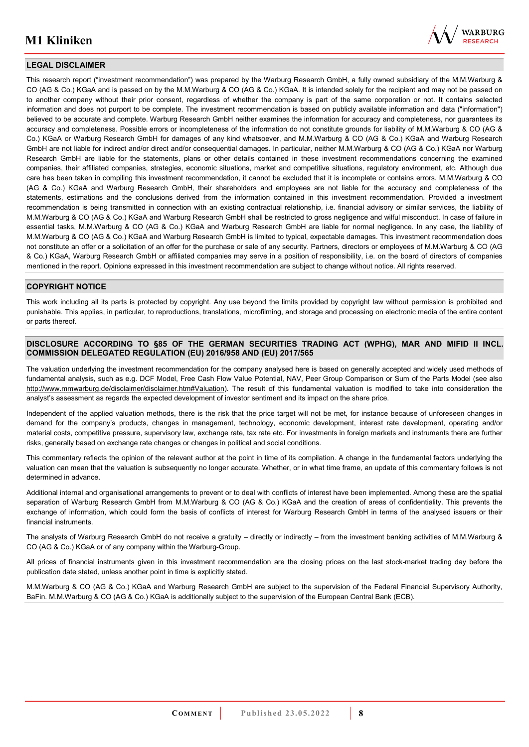## LEGAL DISCLAIMER

This research report ("investment recommendation") was prepared by the Warburg Research GmbH, a fully owned subsidiary of the M.M.Warburg & CO (AG & Co.) KGaA and is passed on by the M.M.Warburg & CO (AG & Co.) KGaA. It is intended solely for the recipient and may not be passed on to another company without their prior consent, regardless of whether the company is part of the same corporation or not. It contains selected information and does not purport to be complete. The investment recommendation is based on publicly available information and data ("information") believed to be accurate and complete. Warburg Research GmbH neither examines the information for accuracy and completeness, nor guarantees its accuracy and completeness. Possible errors or incompleteness of the information do not constitute grounds for liability of M.M.Warburg & CO (AG & Co.) KGaA or Warburg Research GmbH for damages of any kind whatsoever, and M.M.Warburg & CO (AG & Co.) KGaA and Warburg Research GmbH are not liable for indirect and/or direct and/or consequential damages. In particular, neither M.M.Warburg & CO (AG & Co.) KGaA nor Warburg Research GmbH are liable for the statements, plans or other details contained in these investment recommendations concerning the examined companies, their affiliated companies, strategies, economic situations, market and competitive situations, regulatory environment, etc. Although due care has been taken in compiling this investment recommendation, it cannot be excluded that it is incomplete or contains errors. M.M.Warburg & CO (AG & Co.) KGaA and Warburg Research GmbH, their shareholders and employees are not liable for the accuracy and completeness of the statements, estimations and the conclusions derived from the information contained in this investment recommendation. Provided a investment recommendation is being transmitted in connection with an existing contractual relationship, i.e. financial advisory or similar services, the liability of M.M.Warburg & CO (AG & Co.) KGaA and Warburg Research GmbH shall be restricted to gross negligence and wilful misconduct. In case of failure in essential tasks, M.M.Warburg & CO (AG & Co.) KGaA and Warburg Research GmbH are liable for normal negligence. In any case, the liability of M.M.Warburg & CO (AG & Co.) KGaA and Warburg Research GmbH is limited to typical, expectable damages. This investment recommendation does not constitute an offer or a solicitation of an offer for the purchase or sale of any security. Partners, directors or employees of M.M.Warburg & CO (AG & Co.) KGaA, Warburg Research GmbH or affiliated companies may serve in a position of responsibility, i.e. on the board of directors of companies mentioned in the report. Opinions expressed in this investment recommendation are subject to change without notice. All rights reserved.

## COPYRIGHT NOTICE

This work including all its parts is protected by copyright. Any use beyond the limits provided by copyright law without permission is prohibited and punishable. This applies, in particular, to reproductions, translations, microfilming, and storage and processing on electronic media of the entire content or parts thereof.

## DISCLOSURE ACCORDING TO §85 OF THE GERMAN SECURITIES TRADING ACT (WPHG), MAR AND MIFID II INCL. COMMISSION DELEGATED REGULATION (EU) 2016/958 AND (EU) 2017/565

The valuation underlying the investment recommendation for the company analysed here is based on generally accepted and widely used methods of fundamental analysis, such as e.g. DCF Model, Free Cash Flow Value Potential, NAV, Peer Group Comparison or Sum of the Parts Model (see also http://www.mmwarburg.de/disclaimer/disclaimer.htm#Valuation). The result of this fundamental valuation is modified to take into consideration the analyst's assessment as regards the expected development of investor sentiment and its impact on the share price.

Independent of the applied valuation methods, there is the risk that the price target will not be met, for instance because of unforeseen changes in demand for the company's products, changes in management, technology, economic development, interest rate development, operating and/or material costs, competitive pressure, supervisory law, exchange rate, tax rate etc. For investments in foreign markets and instruments there are further risks, generally based on exchange rate changes or changes in political and social conditions.

This commentary reflects the opinion of the relevant author at the point in time of its compilation. A change in the fundamental factors underlying the valuation can mean that the valuation is subsequently no longer accurate. Whether, or in what time frame, an update of this commentary follows is not determined in advance.

Additional internal and organisational arrangements to prevent or to deal with conflicts of interest have been implemented. Among these are the spatial separation of Warburg Research GmbH from M.M.Warburg & CO (AG & Co.) KGaA and the creation of areas of confidentiality. This prevents the exchange of information, which could form the basis of conflicts of interest for Warburg Research GmbH in terms of the analysed issuers or their financial instruments.

The analysts of Warburg Research GmbH do not receive a gratuity – directly or indirectly – from the investment banking activities of M.M.Warburg & CO (AG & Co.) KGaA or of any company within the Warburg-Group.

All prices of financial instruments given in this investment recommendation are the closing prices on the last stock-market trading day before the publication date stated, unless another point in time is explicitly stated.

M.M.Warburg & CO (AG & Co.) KGaA and Warburg Research GmbH are subject to the supervision of the Federal Financial Supervisory Authority, BaFin. M.M.Warburg & CO (AG & Co.) KGaA is additionally subject to the supervision of the European Central Bank (ECB).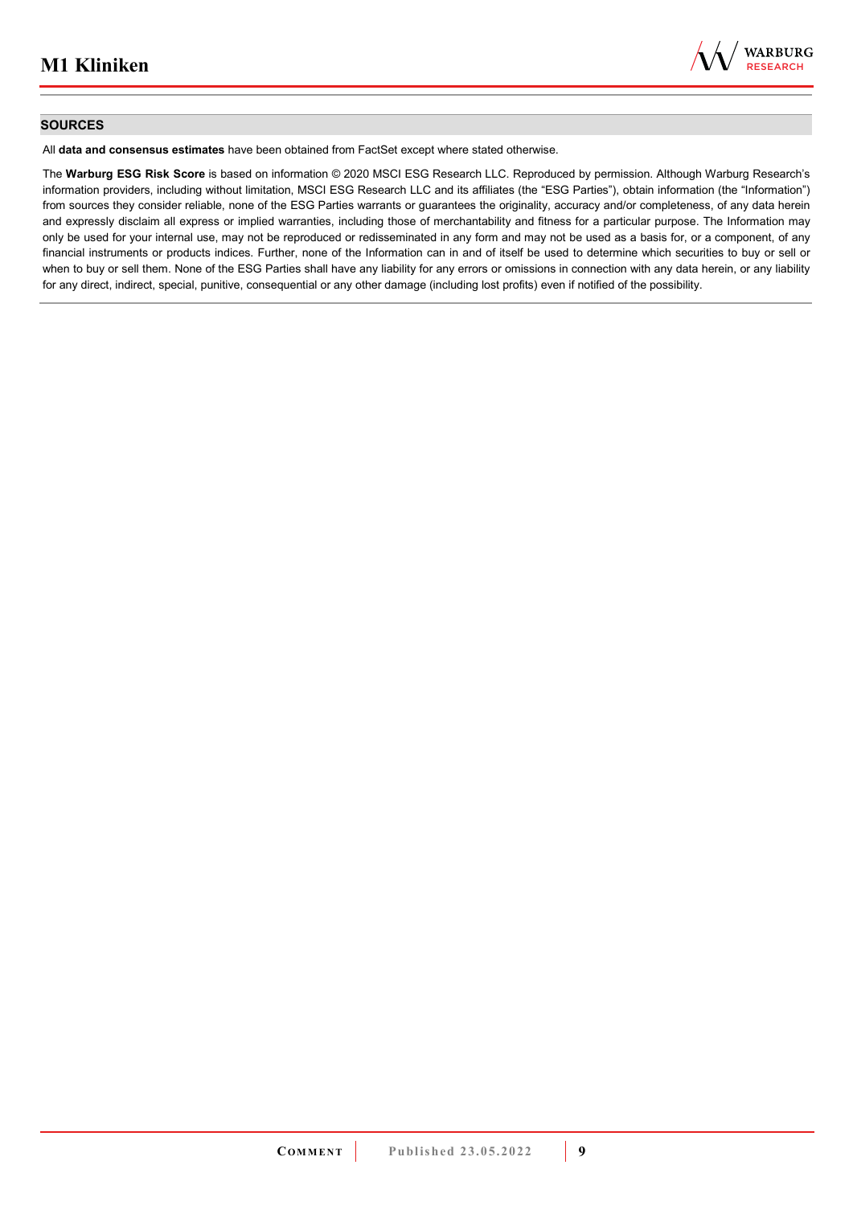## SOURCES

All **data and consensus estimates** have been obtained from FactSet except where stated otherwise.

The **Warburg ESG Risk Score** is based on information © 2020 MSCI ESG Research LLC. Reproduced by permission. Although Warburg Research's information providers, including without limitation, MSCI ESG Research LLC and its affiliates (the "ESG Parties"), obtain information (the "Information") from sources they consider reliable, none of the ESG Parties warrants or guarantees the originality, accuracy and/or completeness, of any data herein and expressly disclaim all express or implied warranties, including those of merchantability and fitness for a particular purpose. The Information may only be used for your internal use, may not be reproduced or redisseminated in any form and may not be used as a basis for, or a component, of any financial instruments or products indices. Further, none of the Information can in and of itself be used to determine which securities to buy or sell or when to buy or sell them. None of the ESG Parties shall have any liability for any errors or omissions in connection with any data herein, or any liability for any direct, indirect, special, punitive, consequential or any other damage (including lost profits) even if notified of the possibility.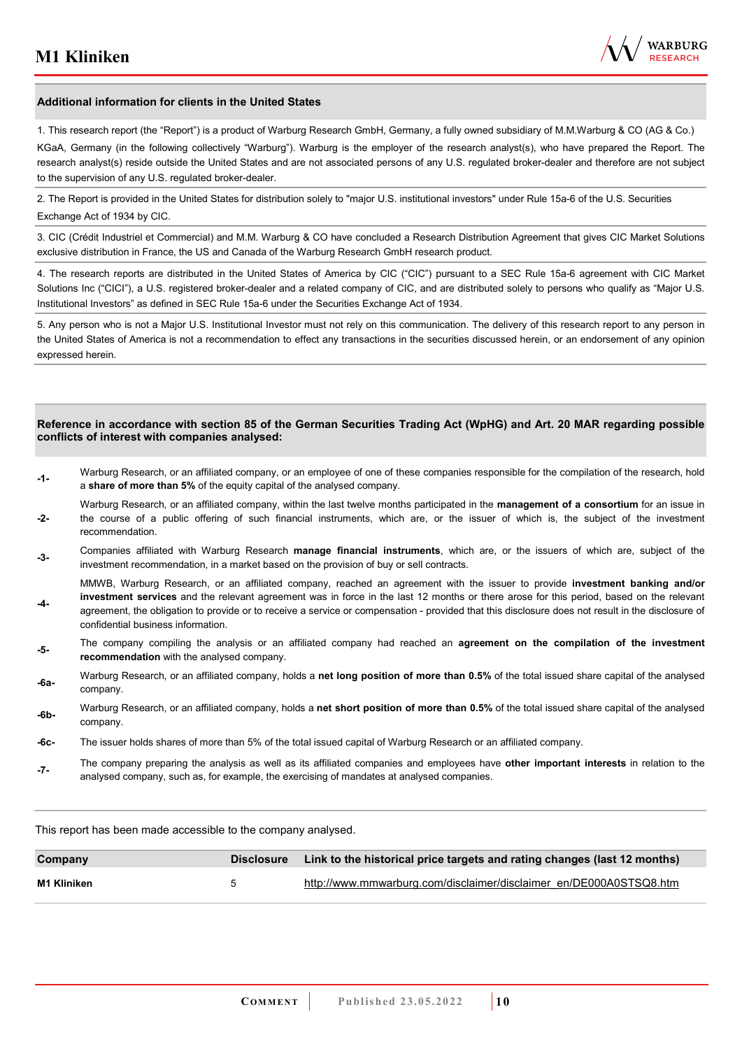## Additional information for clients in the United States

1. This research report (the "Report") is a product of Warburg Research GmbH, Germany, a fully owned subsidiary of M.M.Warburg & CO (AG & Co.) KGaA, Germany (in the following collectively "Warburg"). Warburg is the employer of the research analyst(s), who have prepared the Report. The research analyst(s) reside outside the United States and are not associated persons of any U.S. regulated broker-dealer and therefore are not subject to the supervision of any U.S. regulated broker-dealer.

2. The Report is provided in the United States for distribution solely to "major U.S. institutional investors" under Rule 15a-6 of the U.S. Securities Exchange Act of 1934 by CIC.

3. CIC (Crédit Industriel et Commercial) and M.M. Warburg & CO have concluded a Research Distribution Agreement that gives CIC Market Solutions exclusive distribution in France, the US and Canada of the Warburg Research GmbH research product.

4. The research reports are distributed in the United States of America by CIC ("CIC") pursuant to a SEC Rule 15a-6 agreement with CIC Market Solutions Inc ("CICI"), a U.S. registered broker-dealer and a related company of CIC, and are distributed solely to persons who qualify as "Major U.S. Institutional Investors" as defined in SEC Rule 15a-6 under the Securities Exchange Act of 1934.

5. Any person who is not a Major U.S. Institutional Investor must not rely on this communication. The delivery of this research report to any person in the United States of America is not a recommendation to effect any transactions in the securities discussed herein, or an endorsement of any opinion expressed herein.

## Reference in accordance with section 85 of the German Securities Trading Act (WpHG) and Art. 20 MAR regarding possible conflicts of interest with companies analysed:

- **-1-** Warburg Research, or an affiliated company, or an employee of one of these companies responsible for the compilation of the research, hold a **share of more than 5%** of the equity capital of the analysed company.
- **-2-** Warburg Research, or an affiliated company, within the last twelve months participated in the **management of a consortium** for an issue in the course of a public offering of such financial instruments, which are, or the issuer of which is, the subject of the investment recommendation.
- **-3-** Companies affiliated with Warburg Research **manage financial instruments**, which are, or the issuers of which are, subject of the investment recommendation, in a market based on the provision of buy or sell contracts.
- **-4-** MMWB, Warburg Research, or an affiliated company, reached an agreement with the issuer to provide **investment banking and/or investment services** and the relevant agreement was in force in the last 12 months or there arose for this period, based on the relevant agreement, the obligation to provide or to receive a service or compensation - provided that this disclosure does not result in the disclosure of confidential business information.
- **-5-** The company compiling the analysis or an affiliated company had reached an **agreement on the compilation of the investment recommendation** with the analysed company.
- **-6a-** Warburg Research, or an affiliated company, holds a **net long position of more than 0.5%** of the total issued share capital of the analysed company.
- **-6b-** Warburg Research, or an affiliated company, holds a **net short position of more than 0.5%** of the total issued share capital of the analysed company.
- **-6c-** The issuer holds shares of more than 5% of the total issued capital of Warburg Research or an affiliated company.
- **-7-** The company preparing the analysis as well as its affiliated companies and employees have **other important interests** in relation to the analysed company, such as, for example, the exercising of mandates at analysed companies.

This report has been made accessible to the company analysed.

| Company | Disclosure | Link to the historical price targets and rating changes (last 12 months) |
|---|---|---|
| **M1 Kliniken** | 5 | http://www.mmwarburg.com/disclaimer/disclaimer_en/DE000A0STSQ8.htm |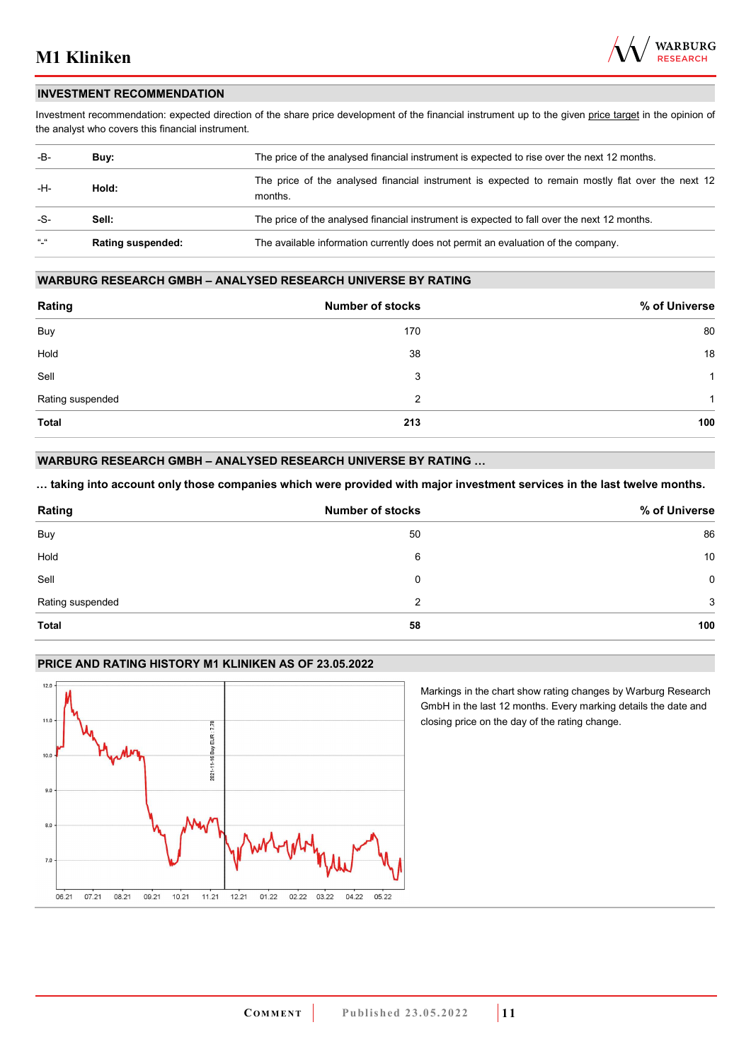## INVESTMENT RECOMMENDATION

Investment recommendation: expected direction of the share price development of the financial instrument up to the given price target in the opinion of the analyst who covers this financial instrument.

| | | |
|---|---|---|
| -B- | **Buy:** | The price of the analysed financial instrument is expected to rise over the next 12 months. |
| -H- | **Hold:** | The price of the analysed financial instrument is expected to remain mostly flat over the next 12 months. |
| -S- | **Sell:** | The price of the analysed financial instrument is expected to fall over the next 12 months. |
| "-" | **Rating suspended:** | The available information currently does not permit an evaluation of the company. |

## WARBURG RESEARCH GMBH – ANALYSED RESEARCH UNIVERSE BY RATING

| Rating | Number of stocks | % of Universe |
|---|---|---|
| Buy | 170 | 80 |
| Hold | 38 | 18 |
| Sell | 3 | 1 |
| Rating suspended | 2 | 1 |
| **Total** | **213** | **100** |

## WARBURG RESEARCH GMBH – ANALYSED RESEARCH UNIVERSE BY RATING …

**… taking into account only those companies which were provided with major investment services in the last twelve months.**

| Rating | Number of stocks | % of Universe |
|---|---|---|
| Buy | 50 | 86 |
| Hold | 6 | 10 |
| Sell | 0 | 0 |
| Rating suspended | 2 | 3 |
| **Total** | **58** | **100** |

## PRICE AND RATING HISTORY M1 KLINIKEN AS OF 23.05.2022

Markings in the chart show rating changes by Warburg Research GmbH in the last 12 months. Every marking details the date and closing price on the day of the rating change.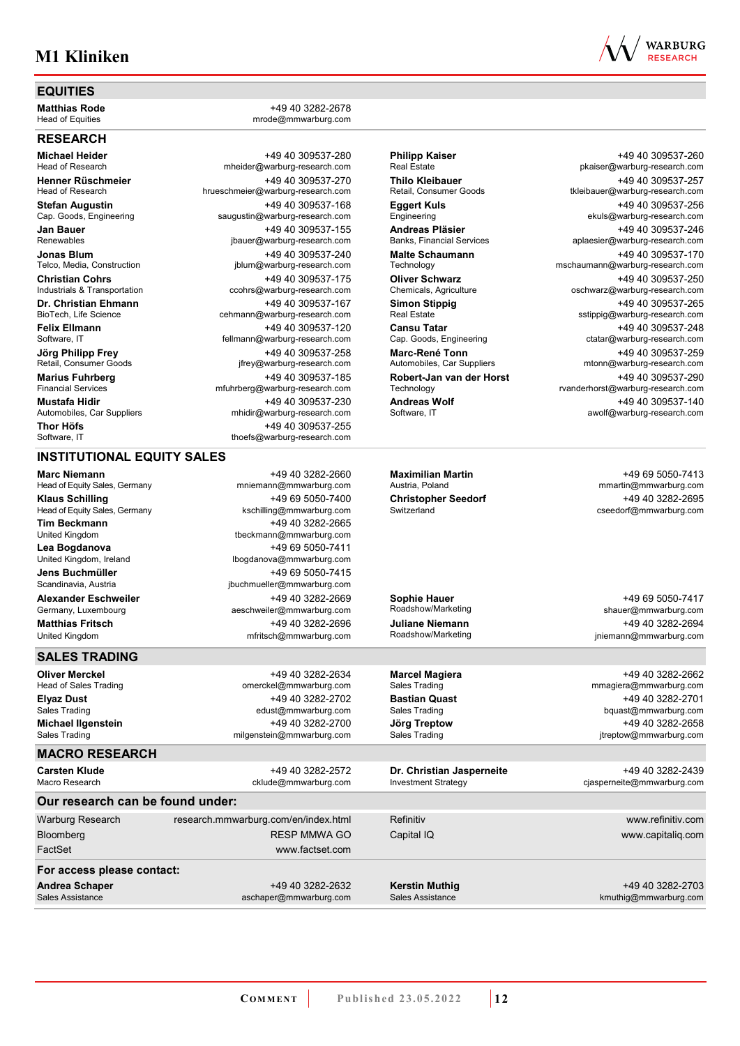## EQUITIES

**Matthias Rode** +49 40 3282-2678
Head of Equities mrode@mmwarburg.com

## RESEARCH

**Michael Heider** +49 40 309537-280
Head of Research mheider@warburg-research.com

**Henner Rüschmeier** +49 40 309537-270
Head of Research hrueschmeier@warburg-research.com

**Stefan Augustin** +49 40 309537-168
Cap. Goods, Engineering saugustin@warburg-research.com

**Jan Bauer** +49 40 309537-155
Renewables jbauer@warburg-research.com

**Jonas Blum** +49 40 309537-240
Telco, Media, Construction jblum@warburg-research.com

**Christian Cohrs** +49 40 309537-175
Industrials & Transportation ccohrs@warburg-research.com

**Dr. Christian Ehmann** +49 40 309537-167
BioTech, Life Science cehmann@warburg-research.com

**Felix Ellmann** +49 40 309537-120
Software, IT fellmann@warburg-research.com

**Jörg Philipp Frey** +49 40 309537-258
Retail, Consumer Goods jfrey@warburg-research.com

**Marius Fuhrberg** +49 40 309537-185
Financial Services mfuhrberg@warburg-research.com

**Mustafa Hidir** +49 40 309537-230
Automobiles, Car Suppliers mhidir@warburg-research.com

**Thor Höfs** +49 40 309537-255
Software, IT thoefs@warburg-research.com

**Philipp Kaiser** +49 40 309537-260
Real Estate pkaiser@warburg-research.com

**Thilo Kleibauer** +49 40 309537-257
Retail, Consumer Goods tkleibauer@warburg-research.com

**Eggert Kuls** +49 40 309537-256
Engineering ekuls@warburg-research.com

**Andreas Pläsier** +49 40 309537-246
Banks, Financial Services aplaesier@warburg-research.com

**Malte Schaumann** +49 40 309537-170
Technology mschaumann@warburg-research.com

**Oliver Schwarz** +49 40 309537-250
Chemicals, Agriculture oschwarz@warburg-research.com

**Simon Stippig** +49 40 309537-265
Real Estate sstippig@warburg-research.com

**Cansu Tatar** +49 40 309537-248
Cap. Goods, Engineering ctatar@warburg-research.com

**Marc-René Tonn** +49 40 309537-259
Automobiles, Car Suppliers mtonn@warburg-research.com

**Robert-Jan van der Horst** +49 40 309537-290
Technology rvanderhorst@warburg-research.com

**Andreas Wolf** +49 40 309537-140
Software, IT awolf@warburg-research.com

## INSTITUTIONAL EQUITY SALES

**Marc Niemann** +49 40 3282-2660
Head of Equity Sales, Germany mniemann@mmwarburg.com

**Klaus Schilling** +49 69 5050-7400
Head of Equity Sales, Germany kschilling@mmwarburg.com

**Tim Beckmann** +49 40 3282-2665
United Kingdom tbeckmann@mmwarburg.com

**Lea Bogdanova** +49 69 5050-7411
United Kingdom, Ireland lbogdanova@mmwarburg.com

**Jens Buchmüller** +49 69 5050-7415
Scandinavia, Austria jbuchmueller@mmwarburg.com

**Alexander Eschweiler** +49 40 3282-2669
Germany, Luxembourg aeschweiler@mmwarburg.com

**Matthias Fritsch** +49 40 3282-2696
United Kingdom mfritsch@mmwarburg.com

**Maximilian Martin** +49 69 5050-7413
Austria, Poland mmartin@mmwarburg.com

**Christopher Seedorf** +49 40 3282-2695
Switzerland cseedorf@mmwarburg.com

**Sophie Hauer** +49 69 5050-7417
Roadshow/Marketing shauer@mmwarburg.com

**Juliane Niemann** +49 40 3282-2694
Roadshow/Marketing jniemann@mmwarburg.com

## SALES TRADING

**Oliver Merckel** +49 40 3282-2634
Head of Sales Trading omerckel@mmwarburg.com

**Elyaz Dust** +49 40 3282-2702
Sales Trading edust@mmwarburg.com

**Michael Ilgenstein** +49 40 3282-2700
Sales Trading milgenstein@mmwarburg.com

**Marcel Magiera** +49 40 3282-2662
Sales Trading mmagiera@mmwarburg.com

**Bastian Quast** +49 40 3282-2701
Sales Trading bquast@mmwarburg.com

**Jörg Treptow** +49 40 3282-2658
Sales Trading jtreptow@mmwarburg.com

## MACRO RESEARCH

**Carsten Klude** +49 40 3282-2572
Macro Research cklude@mmwarburg.com

**Dr. Christian Jasperneite** +49 40 3282-2439
Investment Strategy cjasperneite@mmwarburg.com

## Our research can be found under:

| | |
|---|---|
| Warburg Research | research.mmwarburg.com/en/index.html |
| Bloomberg | RESP MMWA GO |
| FactSet | www.factset.com |
| Refinitiv | www.refinitiv.com |
| Capital IQ | www.capitaliq.com |

## For access please contact:

**Andrea Schaper** +49 40 3282-2632
Sales Assistance aschaper@mmwarburg.com

**Kerstin Muthig** +49 40 3282-2703
Sales Assistance kmuthig@mmwarburg.com